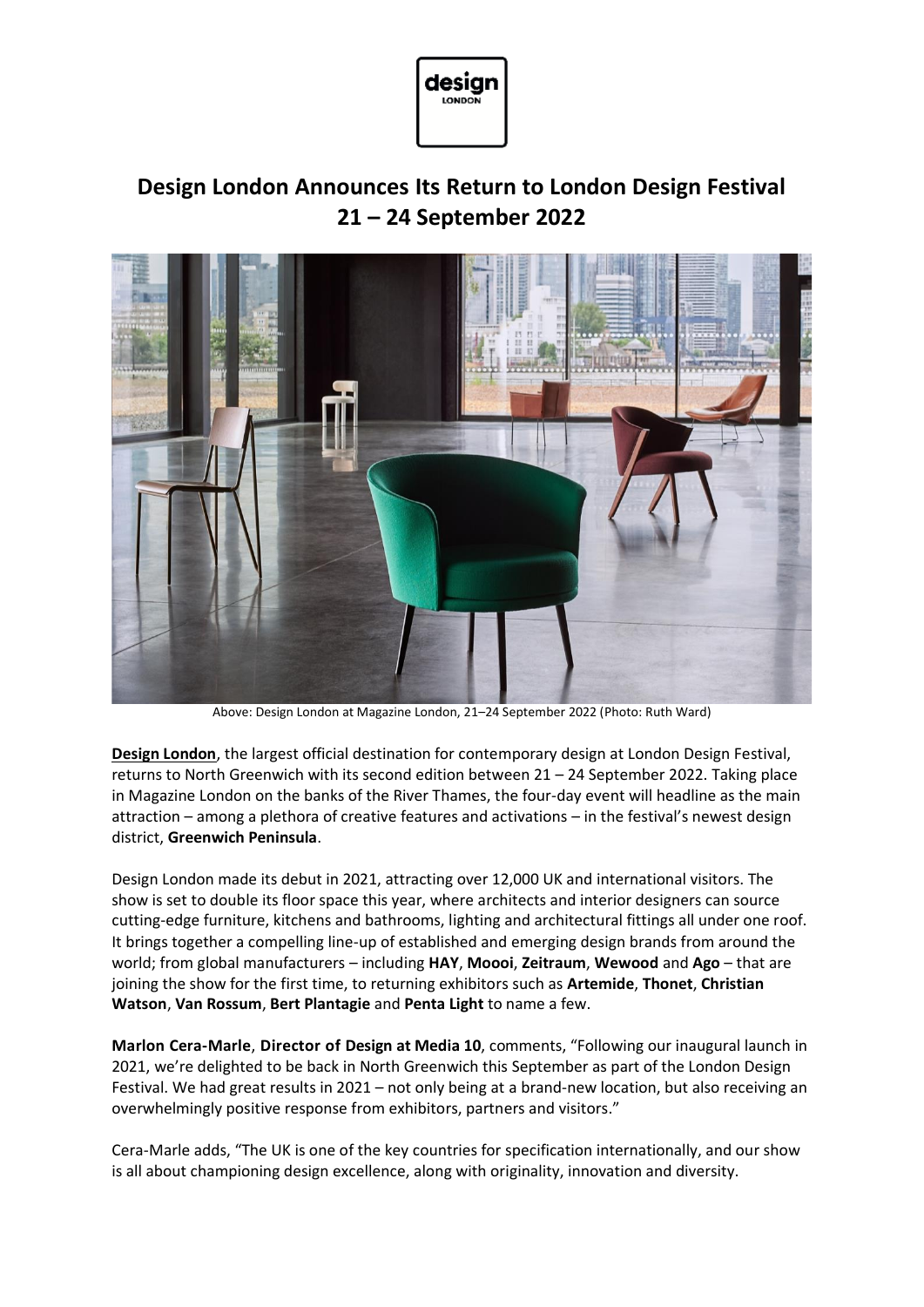# Design London Announces Its Return to London Design Festival 21 – 24 September 2022

Above: Design London at Magazine London, 21–24 September 2022 (Photo: Ruth Ward)

**Design London**, the largest official destination for contemporary design at London Design Festival, returns to North Greenwich with its second edition between 21 – 24 September 2022. Taking place in Magazine London on the banks of the River Thames, the four-day event will headline as the main attraction – among a plethora of creative features and activations – in the festival's newest design district, **Greenwich Peninsula**.

Design London made its debut in 2021, attracting over 12,000 UK and international visitors. The show is set to double its floor space this year, where architects and interior designers can source cutting-edge furniture, kitchens and bathrooms, lighting and architectural fittings all under one roof. It brings together a compelling line-up of established and emerging design brands from around the world; from global manufacturers – including **HAY**, **Moooi**, **Zeitraum**, **Wewood** and **Ago** – that are joining the show for the first time, to returning exhibitors such as **Artemide**, **Thonet**, **Christian Watson**, **Van Rossum**, **Bert Plantagie** and **Penta Light** to name a few.

**Marlon Cera-Marle**, **Director of Design at Media 10**, comments, "Following our inaugural launch in 2021, we're delighted to be back in North Greenwich this September as part of the London Design Festival. We had great results in 2021 – not only being at a brand-new location, but also receiving an overwhelmingly positive response from exhibitors, partners and visitors."

Cera-Marle adds, "The UK is one of the key countries for specification internationally, and our show is all about championing design excellence, along with originality, innovation and diversity.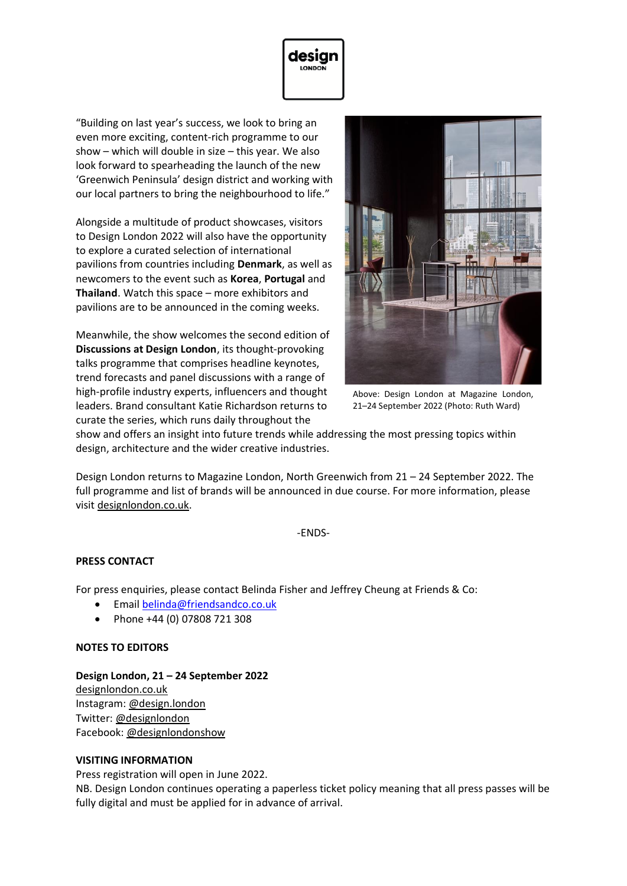"Building on last year's success, we look to bring an even more exciting, content-rich programme to our show – which will double in size – this year. We also look forward to spearheading the launch of the new 'Greenwich Peninsula' design district and working with our local partners to bring the neighbourhood to life."

Alongside a multitude of product showcases, visitors to Design London 2022 will also have the opportunity to explore a curated selection of international pavilions from countries including **Denmark**, as well as newcomers to the event such as **Korea**, **Portugal** and **Thailand**. Watch this space – more exhibitors and pavilions are to be announced in the coming weeks.

Meanwhile, the show welcomes the second edition of **Discussions at Design London**, its thought-provoking talks programme that comprises headline keynotes, trend forecasts and panel discussions with a range of high-profile industry experts, influencers and thought leaders. Brand consultant Katie Richardson returns to curate the series, which runs daily throughout the show and offers an insight into future trends while addressing the most pressing topics within design, architecture and the wider creative industries.

Above: Design London at Magazine London, 21–24 September 2022 (Photo: Ruth Ward)

Design London returns to Magazine London, North Greenwich from 21 – 24 September 2022. The full programme and list of brands will be announced in due course. For more information, please visit designlondon.co.uk.

-ENDS-

**PRESS CONTACT**

For press enquiries, please contact Belinda Fisher and Jeffrey Cheung at Friends & Co:

- Email belinda@friendsandco.co.uk
- Phone +44 (0) 07808 721 308

**NOTES TO EDITORS**

**Design London, 21 – 24 September 2022**
designlondon.co.uk
Instagram: @design.london
Twitter: @designlondon
Facebook: @designlondonshow

**VISITING INFORMATION**
Press registration will open in June 2022.
NB. Design London continues operating a paperless ticket policy meaning that all press passes will be fully digital and must be applied for in advance of arrival.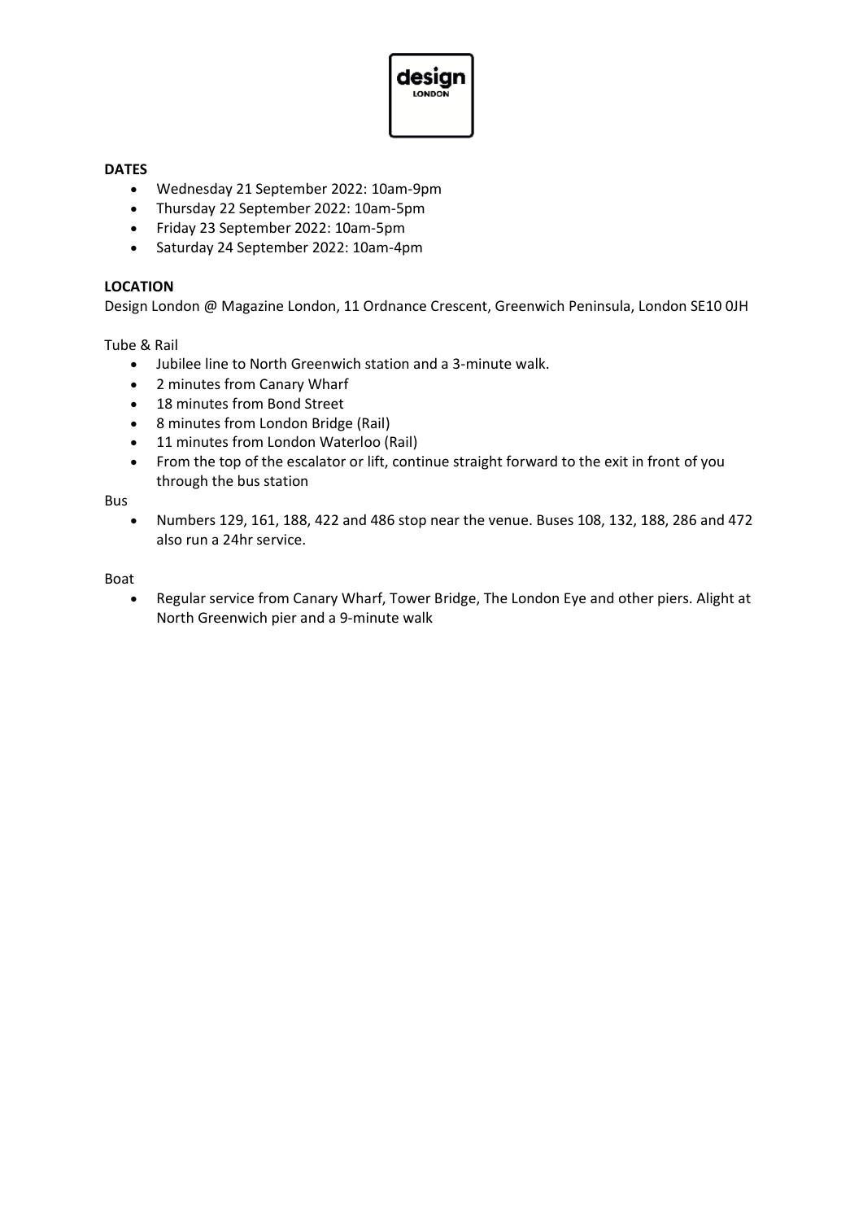**DATES**

- Wednesday 21 September 2022: 10am-9pm
- Thursday 22 September 2022: 10am-5pm
- Friday 23 September 2022: 10am-5pm
- Saturday 24 September 2022: 10am-4pm

**LOCATION**

Design London @ Magazine London, 11 Ordnance Crescent, Greenwich Peninsula, London SE10 0JH

Tube & Rail

- Jubilee line to North Greenwich station and a 3-minute walk.
- 2 minutes from Canary Wharf
- 18 minutes from Bond Street
- 8 minutes from London Bridge (Rail)
- 11 minutes from London Waterloo (Rail)
- From the top of the escalator or lift, continue straight forward to the exit in front of you through the bus station

Bus

- Numbers 129, 161, 188, 422 and 486 stop near the venue. Buses 108, 132, 188, 286 and 472 also run a 24hr service.

Boat

- Regular service from Canary Wharf, Tower Bridge, The London Eye and other piers. Alight at North Greenwich pier and a 9-minute walk